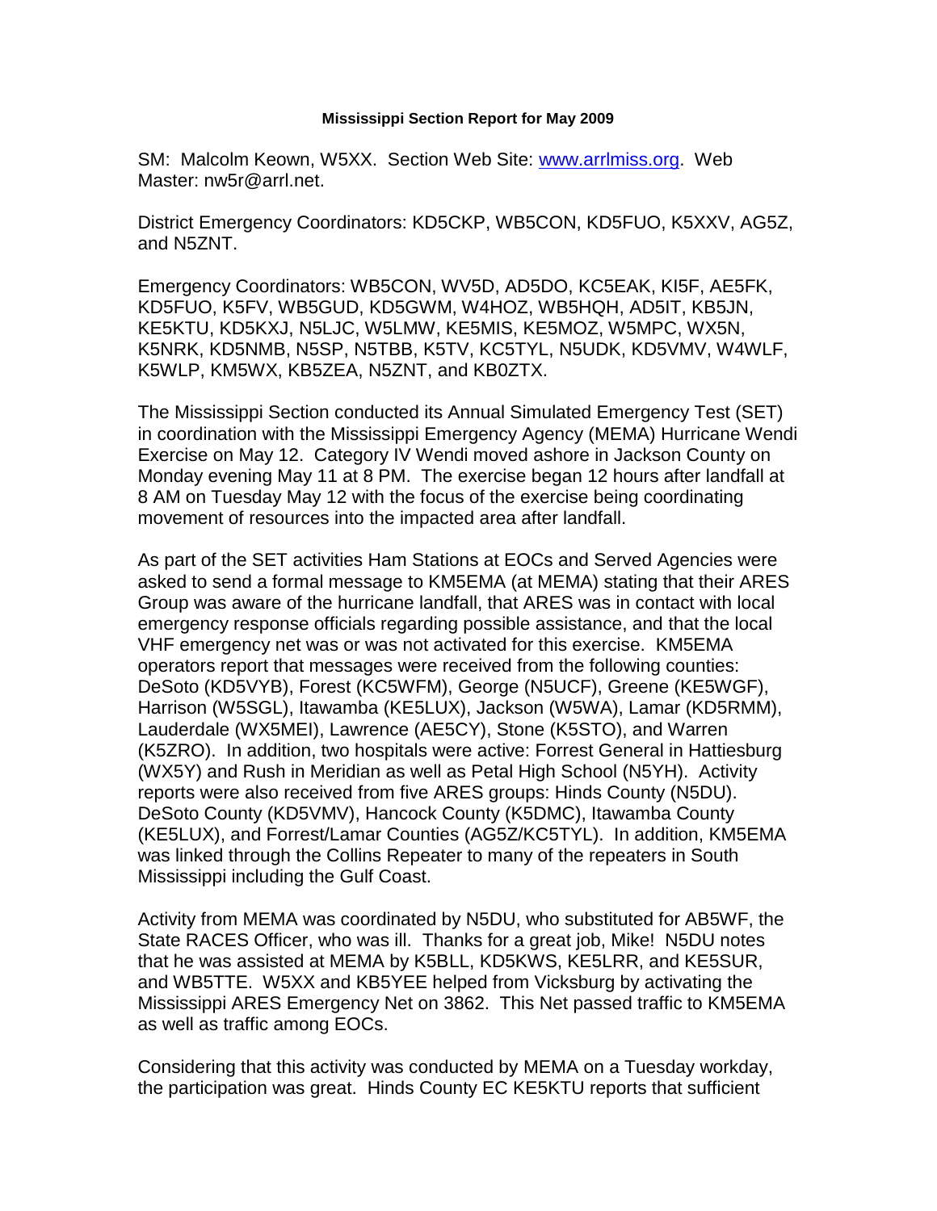**Mississippi Section Report for May 2009**

SM: Malcolm Keown, W5XX. Section Web Site: [www.arrlmiss.org](http://www.arrlmiss.org). Web Master: nw5r@arrl.net.

District Emergency Coordinators: KD5CKP, WB5CON, KD5FUO, K5XXV, AG5Z, and N5ZNT.

Emergency Coordinators: WB5CON, WV5D, AD5DO, KC5EAK, KI5F, AE5FK, KD5FUO, K5FV, WB5GUD, KD5GWM, W4HOZ, WB5HQH, AD5IT, KB5JN, KE5KTU, KD5KXJ, N5LJC, W5LMW, KE5MIS, KE5MOZ, W5MPC, WX5N, K5NRK, KD5NMB, N5SP, N5TBB, K5TV, KC5TYL, N5UDK, KD5VMV, W4WLF, K5WLP, KM5WX, KB5ZEA, N5ZNT, and KB0ZTX.

The Mississippi Section conducted its Annual Simulated Emergency Test (SET) in coordination with the Mississippi Emergency Agency (MEMA) Hurricane Wendi Exercise on May 12. Category IV Wendi moved ashore in Jackson County on Monday evening May 11 at 8 PM. The exercise began 12 hours after landfall at 8 AM on Tuesday May 12 with the focus of the exercise being coordinating movement of resources into the impacted area after landfall.

As part of the SET activities Ham Stations at EOCs and Served Agencies were asked to send a formal message to KM5EMA (at MEMA) stating that their ARES Group was aware of the hurricane landfall, that ARES was in contact with local emergency response officials regarding possible assistance, and that the local VHF emergency net was or was not activated for this exercise. KM5EMA operators report that messages were received from the following counties: DeSoto (KD5VYB), Forest (KC5WFM), George (N5UCF), Greene (KE5WGF), Harrison (W5SGL), Itawamba (KE5LUX), Jackson (W5WA), Lamar (KD5RMM), Lauderdale (WX5MEI), Lawrence (AE5CY), Stone (K5STO), and Warren (K5ZRO). In addition, two hospitals were active: Forrest General in Hattiesburg (WX5Y) and Rush in Meridian as well as Petal High School (N5YH). Activity reports were also received from five ARES groups: Hinds County (N5DU). DeSoto County (KD5VMV), Hancock County (K5DMC), Itawamba County (KE5LUX), and Forrest/Lamar Counties (AG5Z/KC5TYL). In addition, KM5EMA was linked through the Collins Repeater to many of the repeaters in South Mississippi including the Gulf Coast.

Activity from MEMA was coordinated by N5DU, who substituted for AB5WF, the State RACES Officer, who was ill. Thanks for a great job, Mike! N5DU notes that he was assisted at MEMA by K5BLL, KD5KWS, KE5LRR, and KE5SUR, and WB5TTE. W5XX and KB5YEE helped from Vicksburg by activating the Mississippi ARES Emergency Net on 3862. This Net passed traffic to KM5EMA as well as traffic among EOCs.

Considering that this activity was conducted by MEMA on a Tuesday workday, the participation was great. Hinds County EC KE5KTU reports that sufficient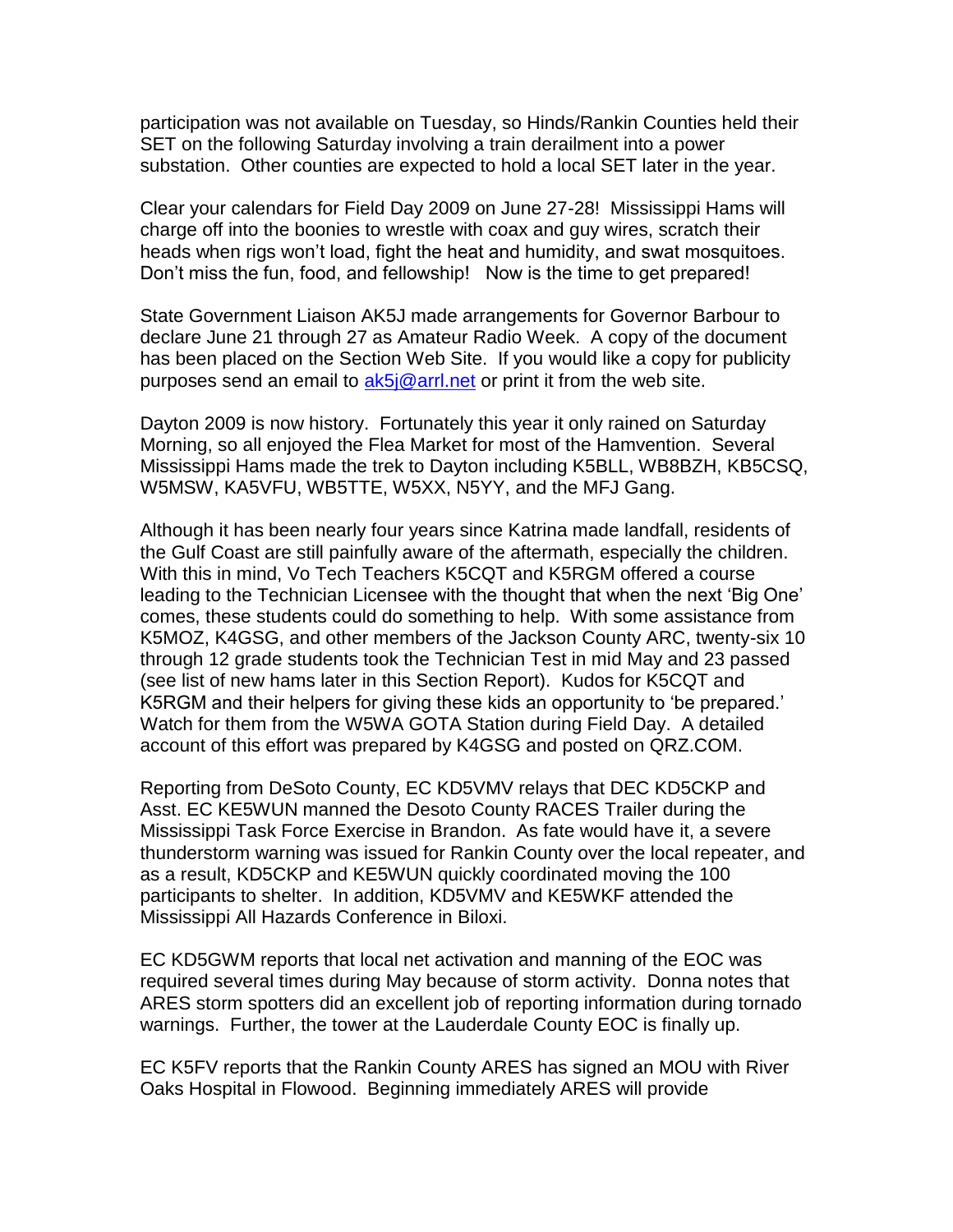participation was not available on Tuesday, so Hinds/Rankin Counties held their SET on the following Saturday involving a train derailment into a power substation. Other counties are expected to hold a local SET later in the year.

Clear your calendars for Field Day 2009 on June 27-28! Mississippi Hams will charge off into the boonies to wrestle with coax and guy wires, scratch their heads when rigs won't load, fight the heat and humidity, and swat mosquitoes. Don't miss the fun, food, and fellowship! Now is the time to get prepared!

State Government Liaison AK5J made arrangements for Governor Barbour to declare June 21 through 27 as Amateur Radio Week. A copy of the document has been placed on the Section Web Site. If you would like a copy for publicity purposes send an email to [ak5j@arrl.net](mailto:ak5j@arrl.net) or print it from the web site.

Dayton 2009 is now history. Fortunately this year it only rained on Saturday Morning, so all enjoyed the Flea Market for most of the Hamvention. Several Mississippi Hams made the trek to Dayton including K5BLL, WB8BZH, KB5CSQ, W5MSW, KA5VFU, WB5TTE, W5XX, N5YY, and the MFJ Gang.

Although it has been nearly four years since Katrina made landfall, residents of the Gulf Coast are still painfully aware of the aftermath, especially the children. With this in mind, Vo Tech Teachers K5CQT and K5RGM offered a course leading to the Technician Licensee with the thought that when the next 'Big One' comes, these students could do something to help. With some assistance from K5MOZ, K4GSG, and other members of the Jackson County ARC, twenty-six 10 through 12 grade students took the Technician Test in mid May and 23 passed (see list of new hams later in this Section Report). Kudos for K5CQT and K5RGM and their helpers for giving these kids an opportunity to 'be prepared.' Watch for them from the W5WA GOTA Station during Field Day. A detailed account of this effort was prepared by K4GSG and posted on QRZ.COM.

Reporting from DeSoto County, EC KD5VMV relays that DEC KD5CKP and Asst. EC KE5WUN manned the Desoto County RACES Trailer during the Mississippi Task Force Exercise in Brandon. As fate would have it, a severe thunderstorm warning was issued for Rankin County over the local repeater, and as a result, KD5CKP and KE5WUN quickly coordinated moving the 100 participants to shelter. In addition, KD5VMV and KE5WKF attended the Mississippi All Hazards Conference in Biloxi.

EC KD5GWM reports that local net activation and manning of the EOC was required several times during May because of storm activity. Donna notes that ARES storm spotters did an excellent job of reporting information during tornado warnings. Further, the tower at the Lauderdale County EOC is finally up.

EC K5FV reports that the Rankin County ARES has signed an MOU with River Oaks Hospital in Flowood. Beginning immediately ARES will provide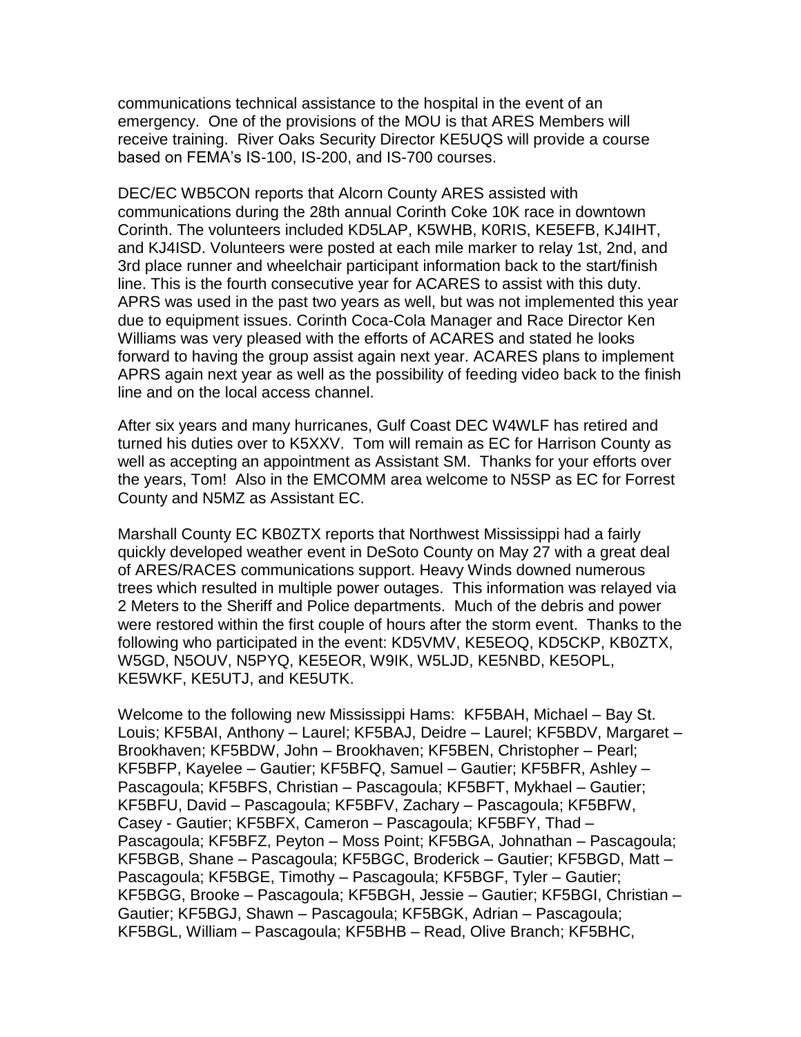communications technical assistance to the hospital in the event of an emergency. One of the provisions of the MOU is that ARES Members will receive training. River Oaks Security Director KE5UQS will provide a course based on FEMA's IS-100, IS-200, and IS-700 courses.

DEC/EC WB5CON reports that Alcorn County ARES assisted with communications during the 28th annual Corinth Coke 10K race in downtown Corinth. The volunteers included KD5LAP, K5WHB, K0RIS, KE5EFB, KJ4IHT, and KJ4ISD. Volunteers were posted at each mile marker to relay 1st, 2nd, and 3rd place runner and wheelchair participant information back to the start/finish line. This is the fourth consecutive year for ACARES to assist with this duty. APRS was used in the past two years as well, but was not implemented this year due to equipment issues. Corinth Coca-Cola Manager and Race Director Ken Williams was very pleased with the efforts of ACARES and stated he looks forward to having the group assist again next year. ACARES plans to implement APRS again next year as well as the possibility of feeding video back to the finish line and on the local access channel.

After six years and many hurricanes, Gulf Coast DEC W4WLF has retired and turned his duties over to K5XXV. Tom will remain as EC for Harrison County as well as accepting an appointment as Assistant SM. Thanks for your efforts over the years, Tom! Also in the EMCOMM area welcome to N5SP as EC for Forrest County and N5MZ as Assistant EC.

Marshall County EC KB0ZTX reports that Northwest Mississippi had a fairly quickly developed weather event in DeSoto County on May 27 with a great deal of ARES/RACES communications support. Heavy Winds downed numerous trees which resulted in multiple power outages. This information was relayed via 2 Meters to the Sheriff and Police departments. Much of the debris and power were restored within the first couple of hours after the storm event. Thanks to the following who participated in the event: KD5VMV, KE5EOQ, KD5CKP, KB0ZTX, W5GD, N5OUV, N5PYQ, KE5EOR, W9IK, W5LJD, KE5NBD, KE5OPL, KE5WKF, KE5UTJ, and KE5UTK.

Welcome to the following new Mississippi Hams: KF5BAH, Michael – Bay St. Louis; KF5BAI, Anthony – Laurel; KF5BAJ, Deidre – Laurel; KF5BDV, Margaret – Brookhaven; KF5BDW, John – Brookhaven; KF5BEN, Christopher – Pearl; KF5BFP, Kayelee – Gautier; KF5BFQ, Samuel – Gautier; KF5BFR, Ashley – Pascagoula; KF5BFS, Christian – Pascagoula; KF5BFT, Mykhael – Gautier; KF5BFU, David – Pascagoula; KF5BFV, Zachary – Pascagoula; KF5BFW, Casey - Gautier; KF5BFX, Cameron – Pascagoula; KF5BFY, Thad – Pascagoula; KF5BFZ, Peyton – Moss Point; KF5BGA, Johnathan – Pascagoula; KF5BGB, Shane – Pascagoula; KF5BGC, Broderick – Gautier; KF5BGD, Matt – Pascagoula; KF5BGE, Timothy – Pascagoula; KF5BGF, Tyler – Gautier; KF5BGG, Brooke – Pascagoula; KF5BGH, Jessie – Gautier; KF5BGI, Christian – Gautier; KF5BGJ, Shawn – Pascagoula; KF5BGK, Adrian – Pascagoula; KF5BGL, William – Pascagoula; KF5BHB – Read, Olive Branch; KF5BHC,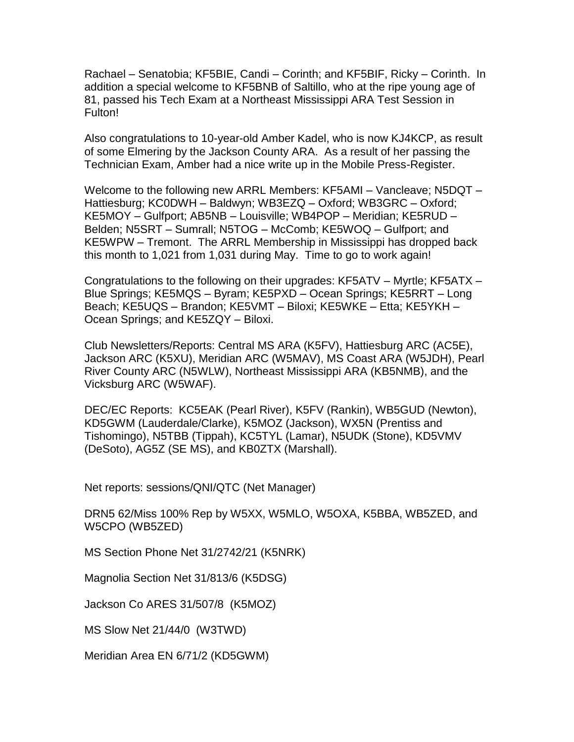Rachael – Senatobia; KF5BIE, Candi – Corinth; and KF5BIF, Ricky – Corinth. In addition a special welcome to KF5BNB of Saltillo, who at the ripe young age of 81, passed his Tech Exam at a Northeast Mississippi ARA Test Session in Fulton!

Also congratulations to 10-year-old Amber Kadel, who is now KJ4KCP, as result of some Elmering by the Jackson County ARA. As a result of her passing the Technician Exam, Amber had a nice write up in the Mobile Press-Register.

Welcome to the following new ARRL Members: KF5AMI – Vancleave; N5DQT – Hattiesburg; KC0DWH – Baldwyn; WB3EZQ – Oxford; WB3GRC – Oxford; KE5MOY – Gulfport; AB5NB – Louisville; WB4POP – Meridian; KE5RUD – Belden; N5SRT – Sumrall; N5TOG – McComb; KE5WOQ – Gulfport; and KE5WPW – Tremont. The ARRL Membership in Mississippi has dropped back this month to 1,021 from 1,031 during May. Time to go to work again!

Congratulations to the following on their upgrades: KF5ATV – Myrtle; KF5ATX – Blue Springs; KE5MQS – Byram; KE5PXD – Ocean Springs; KE5RRT – Long Beach; KE5UQS – Brandon; KE5VMT – Biloxi; KE5WKE – Etta; KE5YKH – Ocean Springs; and KE5ZQY – Biloxi.

Club Newsletters/Reports: Central MS ARA (K5FV), Hattiesburg ARC (AC5E), Jackson ARC (K5XU), Meridian ARC (W5MAV), MS Coast ARA (W5JDH), Pearl River County ARC (N5WLW), Northeast Mississippi ARA (KB5NMB), and the Vicksburg ARC (W5WAF).

DEC/EC Reports: KC5EAK (Pearl River), K5FV (Rankin), WB5GUD (Newton), KD5GWM (Lauderdale/Clarke), K5MOZ (Jackson), WX5N (Prentiss and Tishomingo), N5TBB (Tippah), KC5TYL (Lamar), N5UDK (Stone), KD5VMV (DeSoto), AG5Z (SE MS), and KB0ZTX (Marshall).

Net reports: sessions/QNI/QTC (Net Manager)

DRN5 62/Miss 100% Rep by W5XX, W5MLO, W5OXA, K5BBA, WB5ZED, and W5CPO (WB5ZED)

MS Section Phone Net 31/2742/21 (K5NRK)

Magnolia Section Net 31/813/6 (K5DSG)

Jackson Co ARES 31/507/8 (K5MOZ)

MS Slow Net 21/44/0 (W3TWD)

Meridian Area EN 6/71/2 (KD5GWM)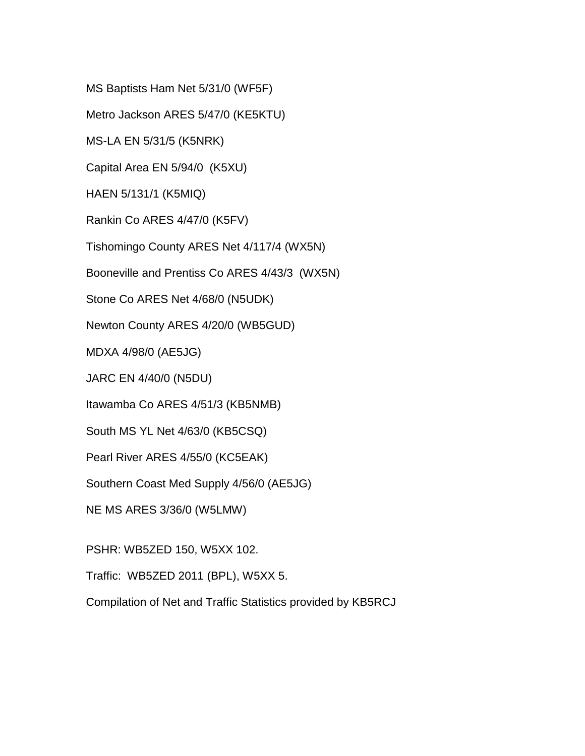MS Baptists Ham Net 5/31/0 (WF5F)

Metro Jackson ARES 5/47/0 (KE5KTU)

MS-LA EN 5/31/5 (K5NRK)

Capital Area EN 5/94/0 (K5XU)

HAEN 5/131/1 (K5MIQ)

Rankin Co ARES 4/47/0 (K5FV)

Tishomingo County ARES Net 4/117/4 (WX5N)

Booneville and Prentiss Co ARES 4/43/3 (WX5N)

Stone Co ARES Net 4/68/0 (N5UDK)

Newton County ARES 4/20/0 (WB5GUD)

MDXA 4/98/0 (AE5JG)

JARC EN 4/40/0 (N5DU)

Itawamba Co ARES 4/51/3 (KB5NMB)

South MS YL Net 4/63/0 (KB5CSQ)

Pearl River ARES 4/55/0 (KC5EAK)

Southern Coast Med Supply 4/56/0 (AE5JG)

NE MS ARES 3/36/0 (W5LMW)

PSHR: WB5ZED 150, W5XX 102.

Traffic: WB5ZED 2011 (BPL), W5XX 5.

Compilation of Net and Traffic Statistics provided by KB5RCJ